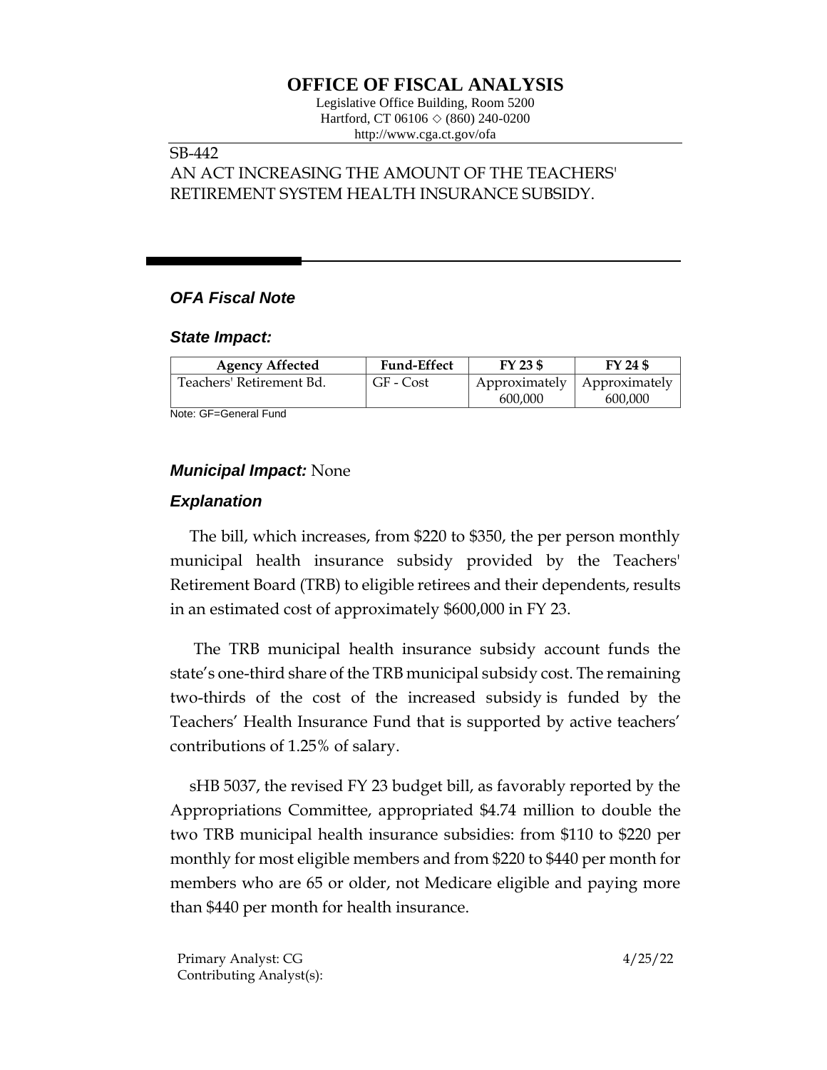# OFFICE OF FISCAL ANALYSIS

Legislative Office Building, Room 5200
Hartford, CT 06106 ◇ (860) 240-0200
http://www.cga.ct.gov/ofa

SB-442
AN ACT INCREASING THE AMOUNT OF THE TEACHERS' RETIREMENT SYSTEM HEALTH INSURANCE SUBSIDY.

## *OFA Fiscal Note*

### *State Impact:*

| Agency Affected | Fund-Effect | FY 23 $ | FY 24 $ |
|---|---|---|---|
| Teachers' Retirement Bd. | GF - Cost | Approximately 600,000 | Approximately 600,000 |

Note: GF=General Fund

### *Municipal Impact:* None

### *Explanation*

The bill, which increases, from $220 to $350, the per person monthly municipal health insurance subsidy provided by the Teachers' Retirement Board (TRB) to eligible retirees and their dependents, results in an estimated cost of approximately $600,000 in FY 23.

The TRB municipal health insurance subsidy account funds the state's one-third share of the TRB municipal subsidy cost. The remaining two-thirds of the cost of the increased subsidy is funded by the Teachers' Health Insurance Fund that is supported by active teachers' contributions of 1.25% of salary.

sHB 5037, the revised FY 23 budget bill, as favorably reported by the Appropriations Committee, appropriated $4.74 million to double the two TRB municipal health insurance subsidies: from $110 to $220 per monthly for most eligible members and from $220 to $440 per month for members who are 65 or older, not Medicare eligible and paying more than $440 per month for health insurance.

Primary Analyst: CG
Contributing Analyst(s):

4/25/22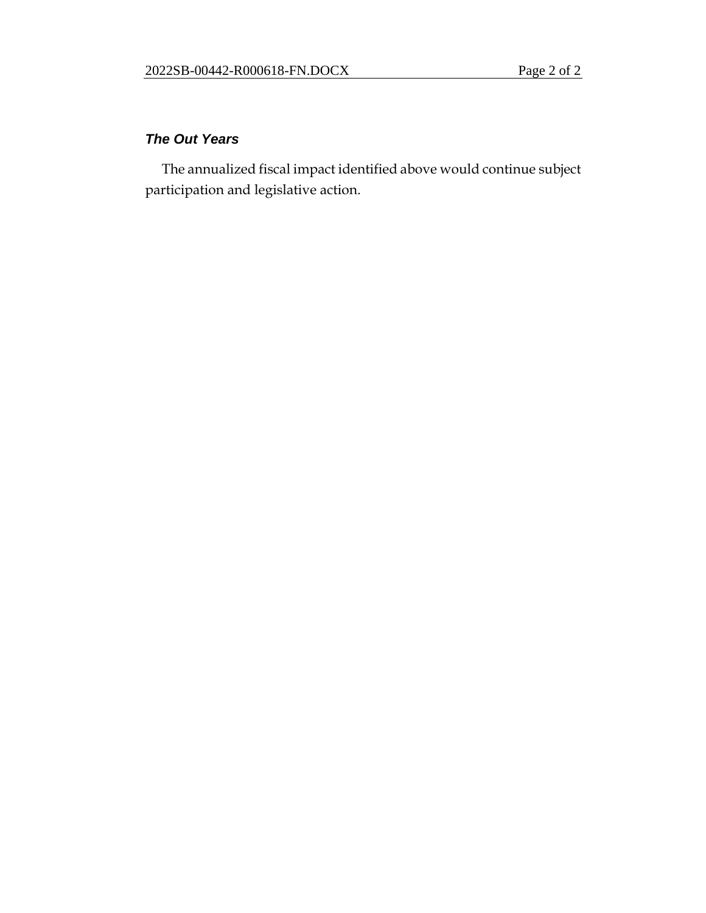***The Out Years***

The annualized fiscal impact identified above would continue subject participation and legislative action.